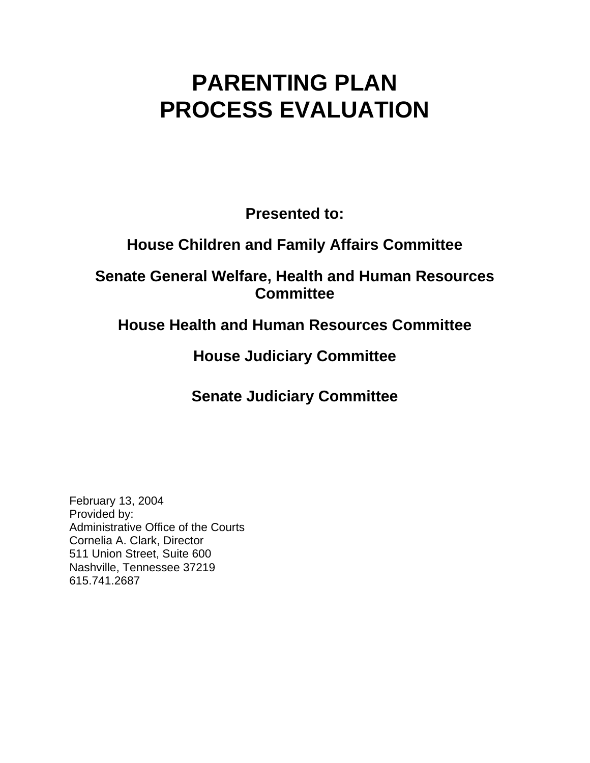# PARENTING PLAN PROCESS EVALUATION

**Presented to:**

**House Children and Family Affairs Committee**

**Senate General Welfare, Health and Human Resources Committee**

**House Health and Human Resources Committee**

**House Judiciary Committee**

**Senate Judiciary Committee**

February 13, 2004
Provided by:
Administrative Office of the Courts
Cornelia A. Clark, Director
511 Union Street, Suite 600
Nashville, Tennessee 37219
615.741.2687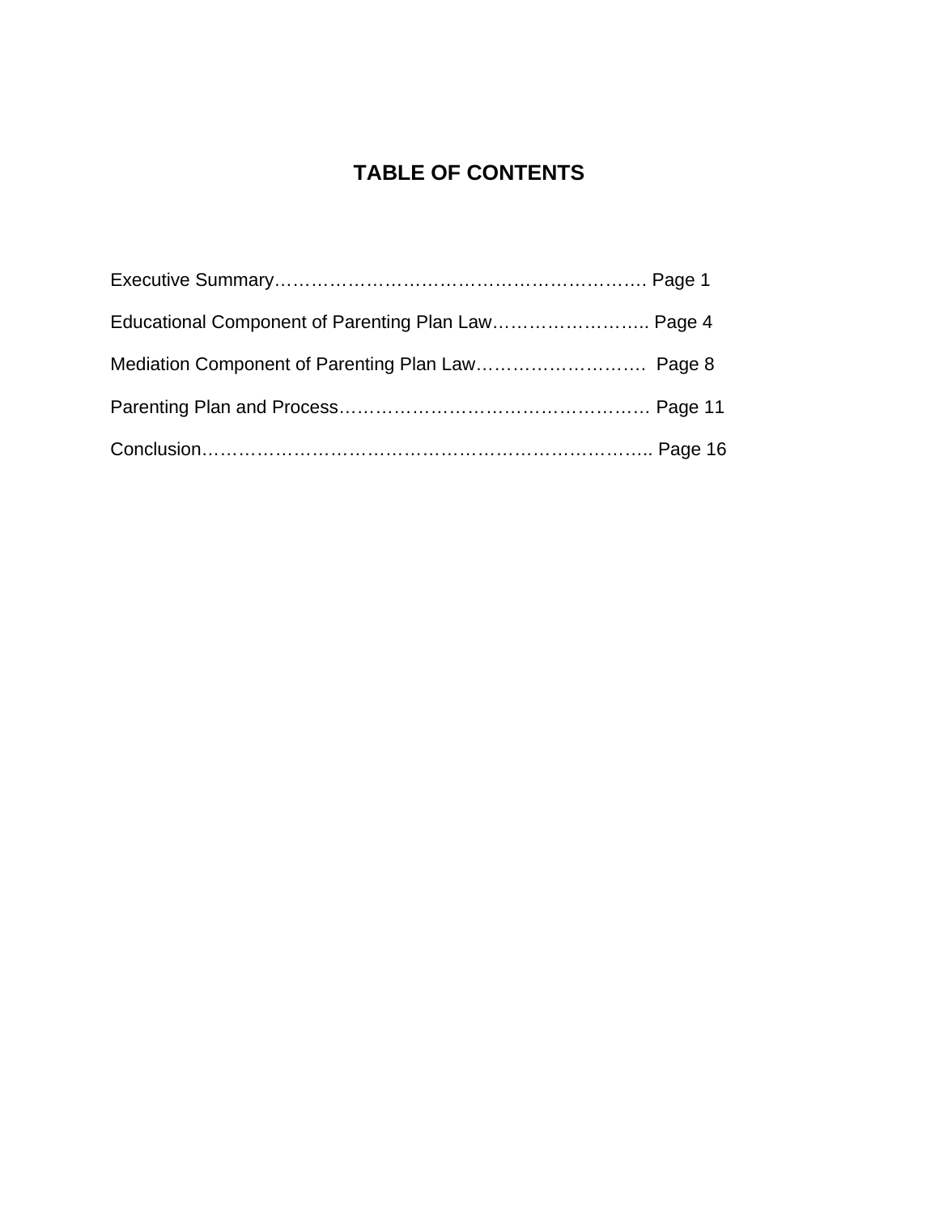# TABLE OF CONTENTS

Executive Summary……………………………………………………………. Page 1

Educational Component of Parenting Plan Law…………………….. Page 4

Mediation Component of Parenting Plan Law……………………… Page 8

Parenting Plan and Process…………………………………………… Page 11

Conclusion…………………………………………………………………….. Page 16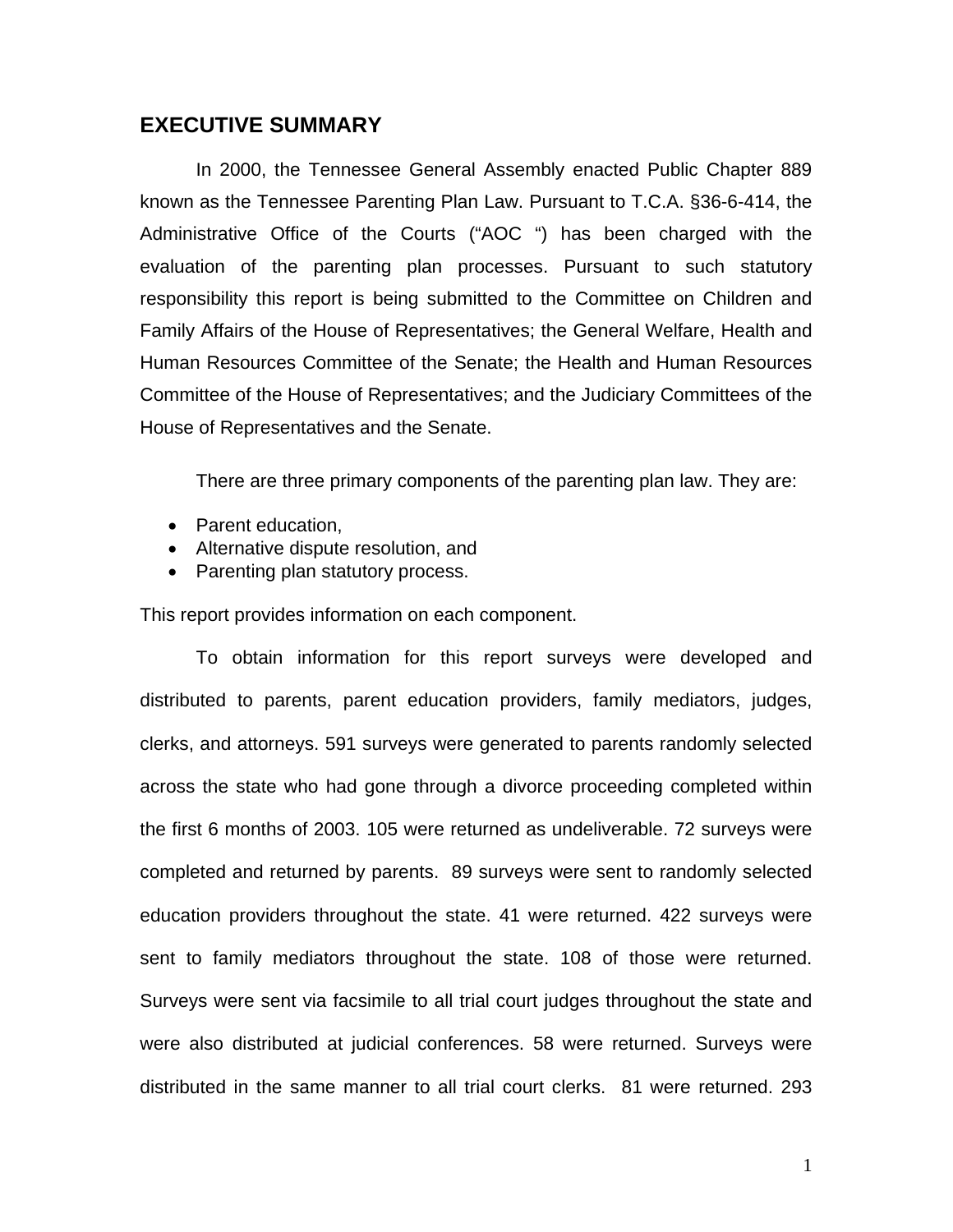## EXECUTIVE SUMMARY

In 2000, the Tennessee General Assembly enacted Public Chapter 889 known as the Tennessee Parenting Plan Law. Pursuant to T.C.A. §36-6-414, the Administrative Office of the Courts ("AOC ") has been charged with the evaluation of the parenting plan processes. Pursuant to such statutory responsibility this report is being submitted to the Committee on Children and Family Affairs of the House of Representatives; the General Welfare, Health and Human Resources Committee of the Senate; the Health and Human Resources Committee of the House of Representatives; and the Judiciary Committees of the House of Representatives and the Senate.

There are three primary components of the parenting plan law. They are:

- Parent education,
- Alternative dispute resolution, and
- Parenting plan statutory process.

This report provides information on each component.

To obtain information for this report surveys were developed and distributed to parents, parent education providers, family mediators, judges, clerks, and attorneys. 591 surveys were generated to parents randomly selected across the state who had gone through a divorce proceeding completed within the first 6 months of 2003. 105 were returned as undeliverable. 72 surveys were completed and returned by parents. 89 surveys were sent to randomly selected education providers throughout the state. 41 were returned. 422 surveys were sent to family mediators throughout the state. 108 of those were returned. Surveys were sent via facsimile to all trial court judges throughout the state and were also distributed at judicial conferences. 58 were returned. Surveys were distributed in the same manner to all trial court clerks. 81 were returned. 293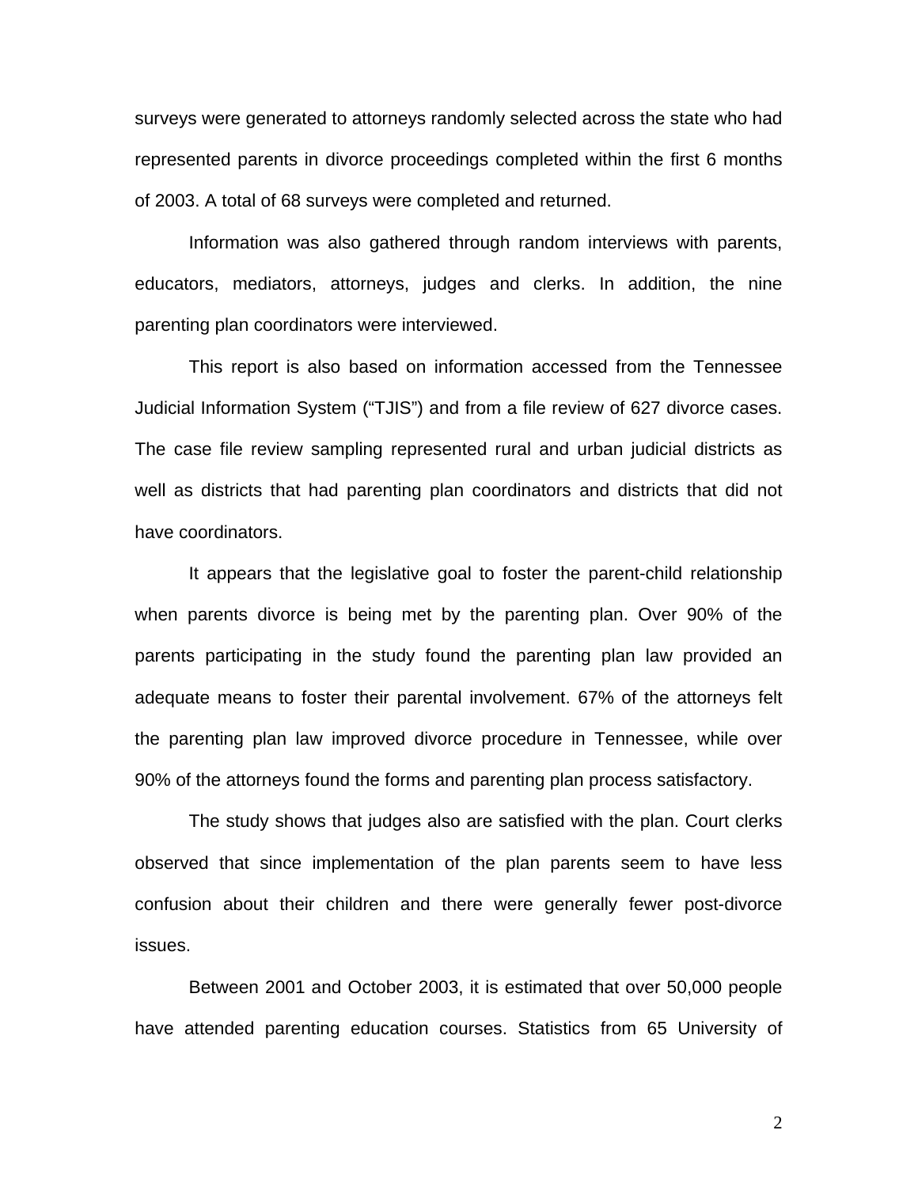surveys were generated to attorneys randomly selected across the state who had represented parents in divorce proceedings completed within the first 6 months of 2003. A total of 68 surveys were completed and returned.

Information was also gathered through random interviews with parents, educators, mediators, attorneys, judges and clerks. In addition, the nine parenting plan coordinators were interviewed.

This report is also based on information accessed from the Tennessee Judicial Information System ("TJIS") and from a file review of 627 divorce cases. The case file review sampling represented rural and urban judicial districts as well as districts that had parenting plan coordinators and districts that did not have coordinators.

It appears that the legislative goal to foster the parent-child relationship when parents divorce is being met by the parenting plan. Over 90% of the parents participating in the study found the parenting plan law provided an adequate means to foster their parental involvement. 67% of the attorneys felt the parenting plan law improved divorce procedure in Tennessee, while over 90% of the attorneys found the forms and parenting plan process satisfactory.

The study shows that judges also are satisfied with the plan. Court clerks observed that since implementation of the plan parents seem to have less confusion about their children and there were generally fewer post-divorce issues.

Between 2001 and October 2003, it is estimated that over 50,000 people have attended parenting education courses. Statistics from 65 University of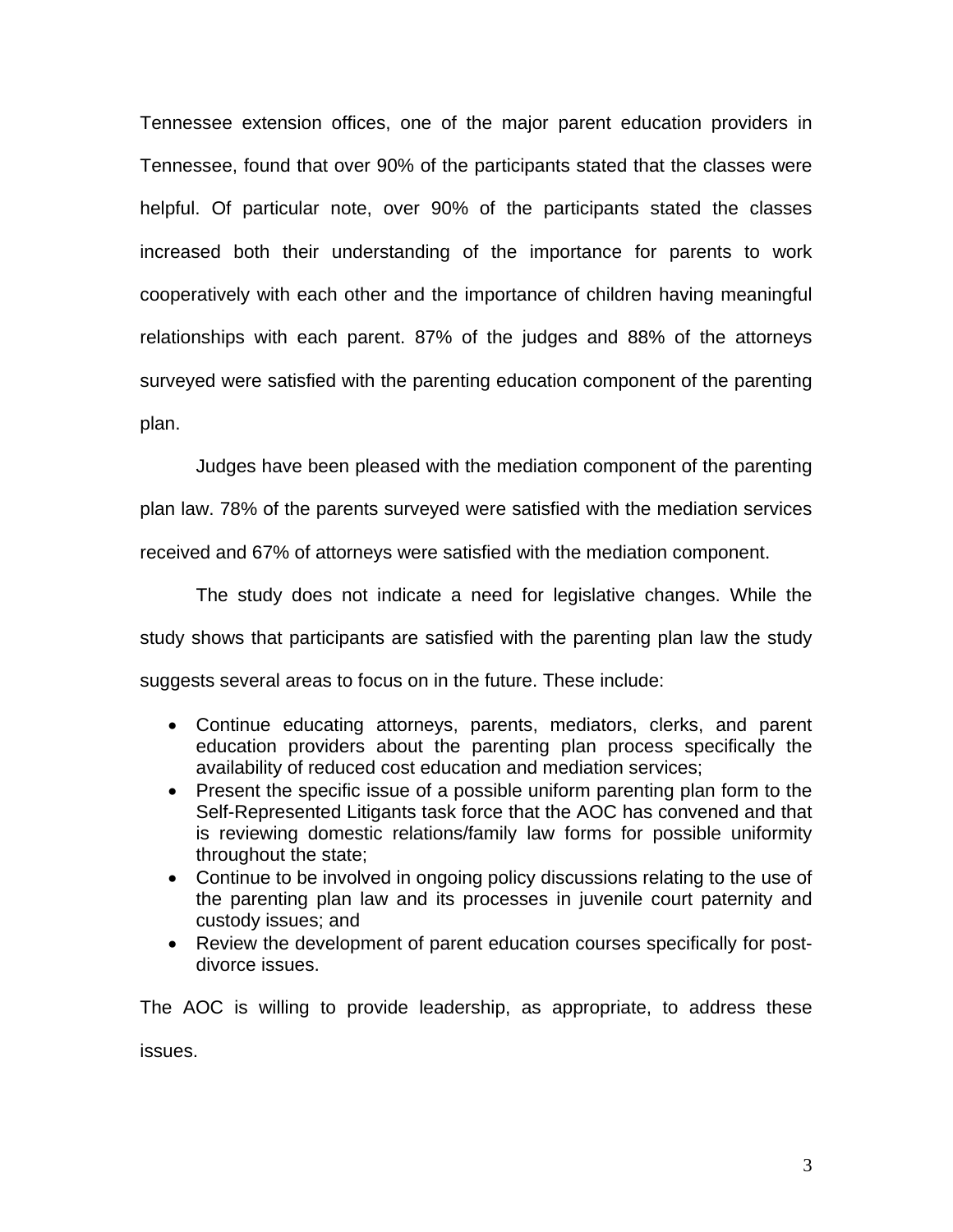Tennessee extension offices, one of the major parent education providers in Tennessee, found that over 90% of the participants stated that the classes were helpful. Of particular note, over 90% of the participants stated the classes increased both their understanding of the importance for parents to work cooperatively with each other and the importance of children having meaningful relationships with each parent. 87% of the judges and 88% of the attorneys surveyed were satisfied with the parenting education component of the parenting plan.

Judges have been pleased with the mediation component of the parenting plan law. 78% of the parents surveyed were satisfied with the mediation services received and 67% of attorneys were satisfied with the mediation component.

The study does not indicate a need for legislative changes. While the study shows that participants are satisfied with the parenting plan law the study suggests several areas to focus on in the future. These include:

- Continue educating attorneys, parents, mediators, clerks, and parent education providers about the parenting plan process specifically the availability of reduced cost education and mediation services;
- Present the specific issue of a possible uniform parenting plan form to the Self-Represented Litigants task force that the AOC has convened and that is reviewing domestic relations/family law forms for possible uniformity throughout the state;
- Continue to be involved in ongoing policy discussions relating to the use of the parenting plan law and its processes in juvenile court paternity and custody issues; and
- Review the development of parent education courses specifically for post-divorce issues.

The AOC is willing to provide leadership, as appropriate, to address these issues.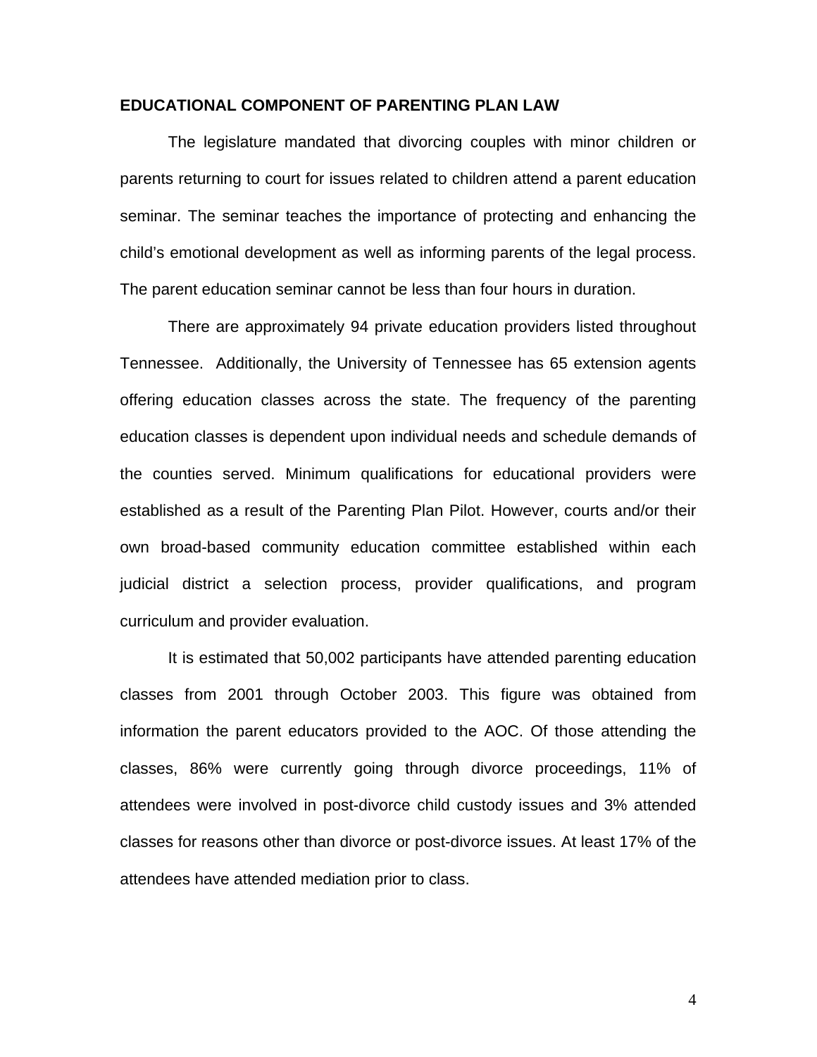## EDUCATIONAL COMPONENT OF PARENTING PLAN LAW

The legislature mandated that divorcing couples with minor children or parents returning to court for issues related to children attend a parent education seminar. The seminar teaches the importance of protecting and enhancing the child's emotional development as well as informing parents of the legal process. The parent education seminar cannot be less than four hours in duration.

There are approximately 94 private education providers listed throughout Tennessee. Additionally, the University of Tennessee has 65 extension agents offering education classes across the state. The frequency of the parenting education classes is dependent upon individual needs and schedule demands of the counties served. Minimum qualifications for educational providers were established as a result of the Parenting Plan Pilot. However, courts and/or their own broad-based community education committee established within each judicial district a selection process, provider qualifications, and program curriculum and provider evaluation.

It is estimated that 50,002 participants have attended parenting education classes from 2001 through October 2003. This figure was obtained from information the parent educators provided to the AOC. Of those attending the classes, 86% were currently going through divorce proceedings, 11% of attendees were involved in post-divorce child custody issues and 3% attended classes for reasons other than divorce or post-divorce issues. At least 17% of the attendees have attended mediation prior to class.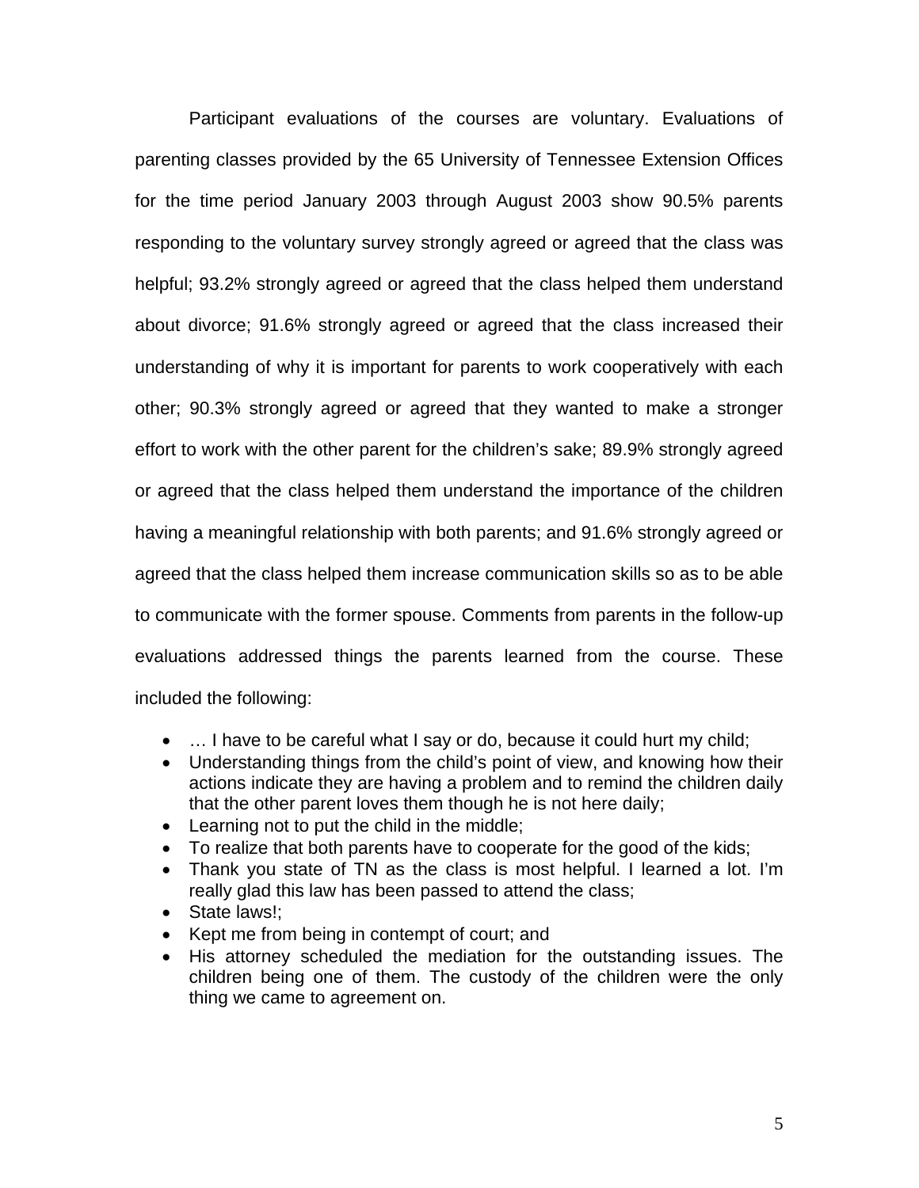Participant evaluations of the courses are voluntary. Evaluations of parenting classes provided by the 65 University of Tennessee Extension Offices for the time period January 2003 through August 2003 show 90.5% parents responding to the voluntary survey strongly agreed or agreed that the class was helpful; 93.2% strongly agreed or agreed that the class helped them understand about divorce; 91.6% strongly agreed or agreed that the class increased their understanding of why it is important for parents to work cooperatively with each other; 90.3% strongly agreed or agreed that they wanted to make a stronger effort to work with the other parent for the children's sake; 89.9% strongly agreed or agreed that the class helped them understand the importance of the children having a meaningful relationship with both parents; and 91.6% strongly agreed or agreed that the class helped them increase communication skills so as to be able to communicate with the former spouse. Comments from parents in the follow-up evaluations addressed things the parents learned from the course. These included the following:

- … I have to be careful what I say or do, because it could hurt my child;
- Understanding things from the child's point of view, and knowing how their actions indicate they are having a problem and to remind the children daily that the other parent loves them though he is not here daily;
- Learning not to put the child in the middle;
- To realize that both parents have to cooperate for the good of the kids;
- Thank you state of TN as the class is most helpful. I learned a lot. I'm really glad this law has been passed to attend the class;
- State laws!;
- Kept me from being in contempt of court; and
- His attorney scheduled the mediation for the outstanding issues. The children being one of them. The custody of the children were the only thing we came to agreement on.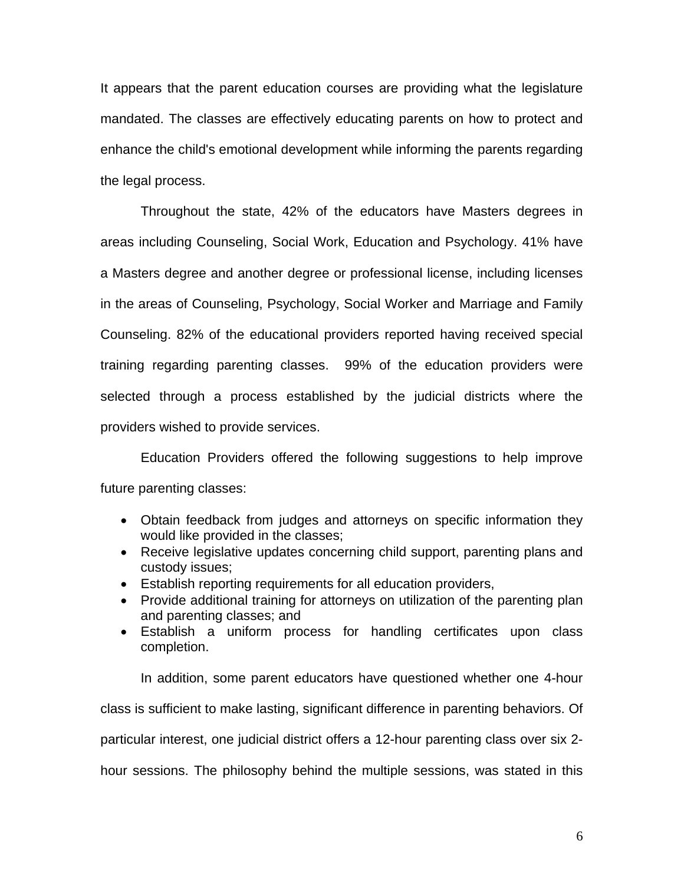It appears that the parent education courses are providing what the legislature mandated. The classes are effectively educating parents on how to protect and enhance the child's emotional development while informing the parents regarding the legal process.

Throughout the state, 42% of the educators have Masters degrees in areas including Counseling, Social Work, Education and Psychology. 41% have a Masters degree and another degree or professional license, including licenses in the areas of Counseling, Psychology, Social Worker and Marriage and Family Counseling. 82% of the educational providers reported having received special training regarding parenting classes. 99% of the education providers were selected through a process established by the judicial districts where the providers wished to provide services.

Education Providers offered the following suggestions to help improve future parenting classes:

- Obtain feedback from judges and attorneys on specific information they would like provided in the classes;
- Receive legislative updates concerning child support, parenting plans and custody issues;
- Establish reporting requirements for all education providers,
- Provide additional training for attorneys on utilization of the parenting plan and parenting classes; and
- Establish a uniform process for handling certificates upon class completion.

In addition, some parent educators have questioned whether one 4-hour class is sufficient to make lasting, significant difference in parenting behaviors. Of particular interest, one judicial district offers a 12-hour parenting class over six 2-hour sessions. The philosophy behind the multiple sessions, was stated in this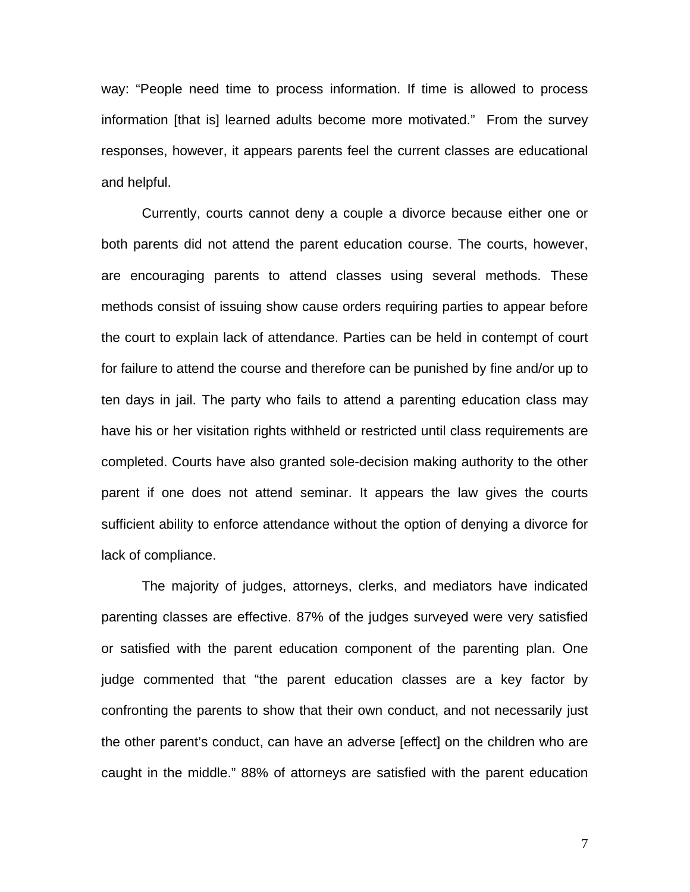way: "People need time to process information. If time is allowed to process information [that is] learned adults become more motivated." From the survey responses, however, it appears parents feel the current classes are educational and helpful.

Currently, courts cannot deny a couple a divorce because either one or both parents did not attend the parent education course. The courts, however, are encouraging parents to attend classes using several methods. These methods consist of issuing show cause orders requiring parties to appear before the court to explain lack of attendance. Parties can be held in contempt of court for failure to attend the course and therefore can be punished by fine and/or up to ten days in jail. The party who fails to attend a parenting education class may have his or her visitation rights withheld or restricted until class requirements are completed. Courts have also granted sole-decision making authority to the other parent if one does not attend seminar. It appears the law gives the courts sufficient ability to enforce attendance without the option of denying a divorce for lack of compliance.

The majority of judges, attorneys, clerks, and mediators have indicated parenting classes are effective. 87% of the judges surveyed were very satisfied or satisfied with the parent education component of the parenting plan. One judge commented that "the parent education classes are a key factor by confronting the parents to show that their own conduct, and not necessarily just the other parent's conduct, can have an adverse [effect] on the children who are caught in the middle." 88% of attorneys are satisfied with the parent education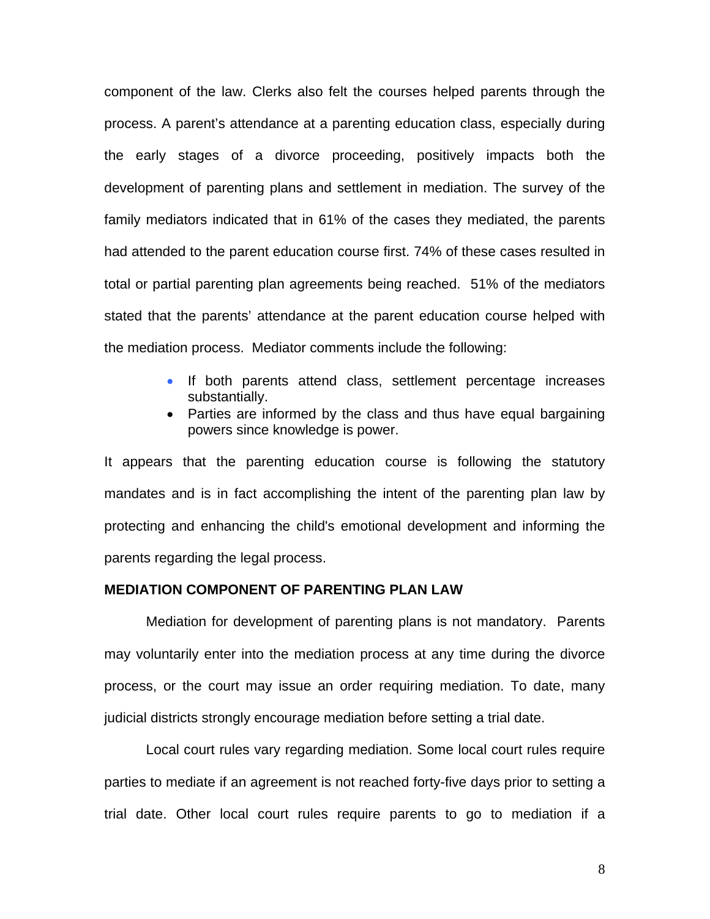component of the law. Clerks also felt the courses helped parents through the process. A parent's attendance at a parenting education class, especially during the early stages of a divorce proceeding, positively impacts both the development of parenting plans and settlement in mediation. The survey of the family mediators indicated that in 61% of the cases they mediated, the parents had attended to the parent education course first. 74% of these cases resulted in total or partial parenting plan agreements being reached. 51% of the mediators stated that the parents' attendance at the parent education course helped with the mediation process. Mediator comments include the following:

- If both parents attend class, settlement percentage increases substantially.
- Parties are informed by the class and thus have equal bargaining powers since knowledge is power.

It appears that the parenting education course is following the statutory mandates and is in fact accomplishing the intent of the parenting plan law by protecting and enhancing the child's emotional development and informing the parents regarding the legal process.

**MEDIATION COMPONENT OF PARENTING PLAN LAW**

Mediation for development of parenting plans is not mandatory. Parents may voluntarily enter into the mediation process at any time during the divorce process, or the court may issue an order requiring mediation. To date, many judicial districts strongly encourage mediation before setting a trial date.

Local court rules vary regarding mediation. Some local court rules require parties to mediate if an agreement is not reached forty-five days prior to setting a trial date. Other local court rules require parents to go to mediation if a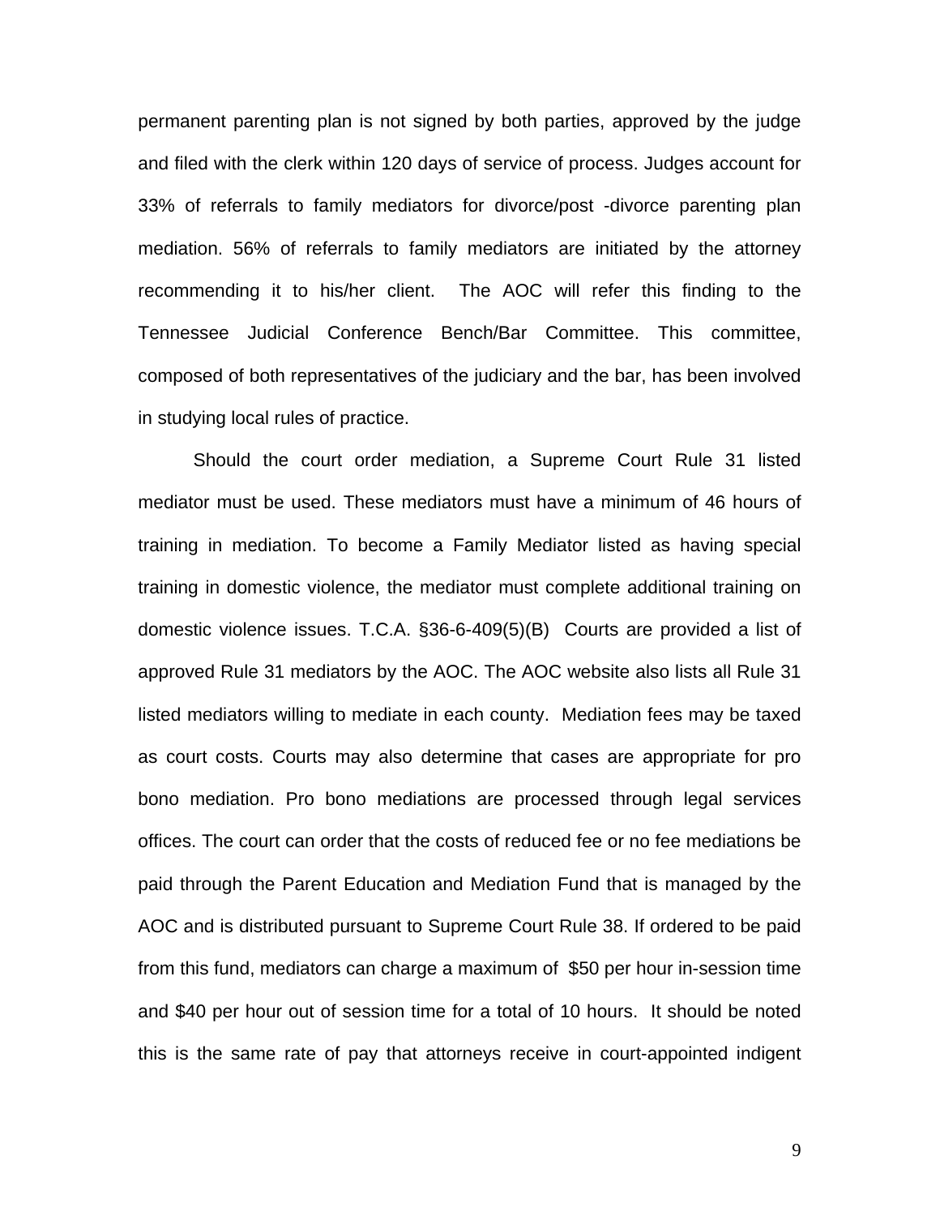permanent parenting plan is not signed by both parties, approved by the judge and filed with the clerk within 120 days of service of process. Judges account for 33% of referrals to family mediators for divorce/post -divorce parenting plan mediation. 56% of referrals to family mediators are initiated by the attorney recommending it to his/her client. The AOC will refer this finding to the Tennessee Judicial Conference Bench/Bar Committee. This committee, composed of both representatives of the judiciary and the bar, has been involved in studying local rules of practice.

Should the court order mediation, a Supreme Court Rule 31 listed mediator must be used. These mediators must have a minimum of 46 hours of training in mediation. To become a Family Mediator listed as having special training in domestic violence, the mediator must complete additional training on domestic violence issues. T.C.A. §36-6-409(5)(B) Courts are provided a list of approved Rule 31 mediators by the AOC. The AOC website also lists all Rule 31 listed mediators willing to mediate in each county. Mediation fees may be taxed as court costs. Courts may also determine that cases are appropriate for pro bono mediation. Pro bono mediations are processed through legal services offices. The court can order that the costs of reduced fee or no fee mediations be paid through the Parent Education and Mediation Fund that is managed by the AOC and is distributed pursuant to Supreme Court Rule 38. If ordered to be paid from this fund, mediators can charge a maximum of $50 per hour in-session time and $40 per hour out of session time for a total of 10 hours. It should be noted this is the same rate of pay that attorneys receive in court-appointed indigent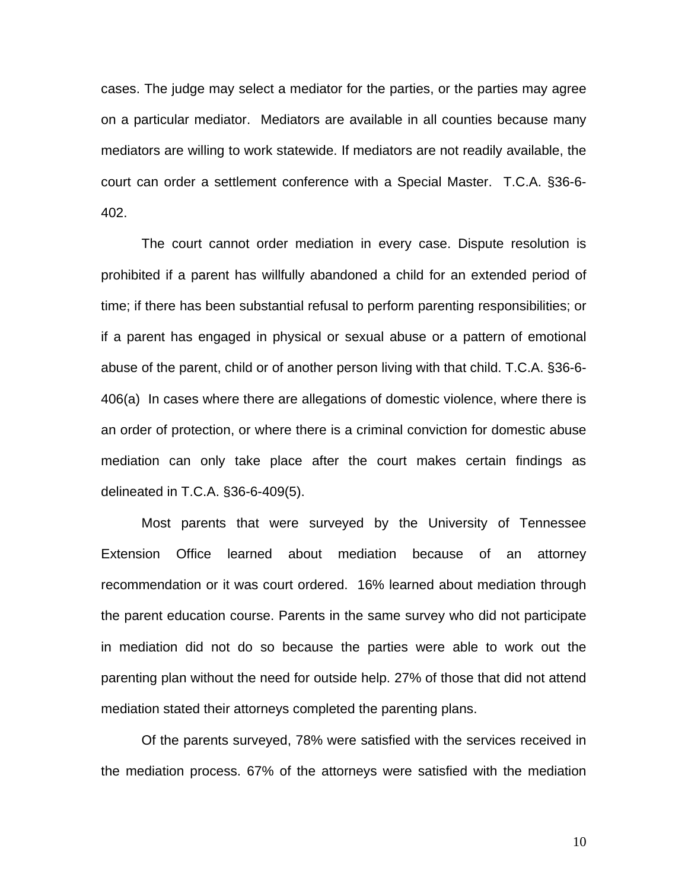cases. The judge may select a mediator for the parties, or the parties may agree on a particular mediator. Mediators are available in all counties because many mediators are willing to work statewide. If mediators are not readily available, the court can order a settlement conference with a Special Master. T.C.A. §36-6-402.

The court cannot order mediation in every case. Dispute resolution is prohibited if a parent has willfully abandoned a child for an extended period of time; if there has been substantial refusal to perform parenting responsibilities; or if a parent has engaged in physical or sexual abuse or a pattern of emotional abuse of the parent, child or of another person living with that child. T.C.A. §36-6-406(a) In cases where there are allegations of domestic violence, where there is an order of protection, or where there is a criminal conviction for domestic abuse mediation can only take place after the court makes certain findings as delineated in T.C.A. §36-6-409(5).

Most parents that were surveyed by the University of Tennessee Extension Office learned about mediation because of an attorney recommendation or it was court ordered. 16% learned about mediation through the parent education course. Parents in the same survey who did not participate in mediation did not do so because the parties were able to work out the parenting plan without the need for outside help. 27% of those that did not attend mediation stated their attorneys completed the parenting plans.

Of the parents surveyed, 78% were satisfied with the services received in the mediation process. 67% of the attorneys were satisfied with the mediation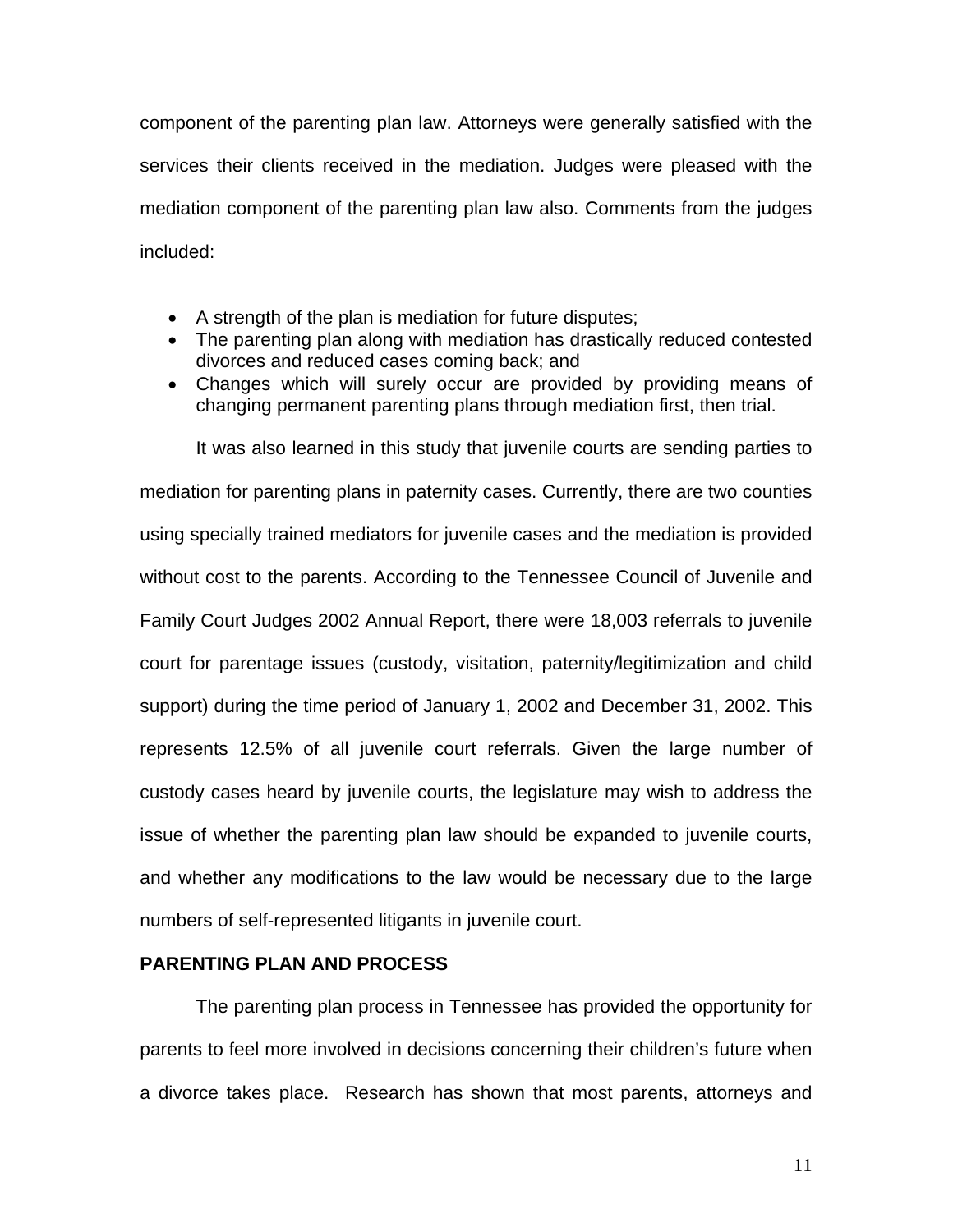component of the parenting plan law. Attorneys were generally satisfied with the services their clients received in the mediation. Judges were pleased with the mediation component of the parenting plan law also. Comments from the judges included:

- A strength of the plan is mediation for future disputes;
- The parenting plan along with mediation has drastically reduced contested divorces and reduced cases coming back; and
- Changes which will surely occur are provided by providing means of changing permanent parenting plans through mediation first, then trial.

It was also learned in this study that juvenile courts are sending parties to mediation for parenting plans in paternity cases. Currently, there are two counties using specially trained mediators for juvenile cases and the mediation is provided without cost to the parents. According to the Tennessee Council of Juvenile and Family Court Judges 2002 Annual Report, there were 18,003 referrals to juvenile court for parentage issues (custody, visitation, paternity/legitimization and child support) during the time period of January 1, 2002 and December 31, 2002. This represents 12.5% of all juvenile court referrals. Given the large number of custody cases heard by juvenile courts, the legislature may wish to address the issue of whether the parenting plan law should be expanded to juvenile courts, and whether any modifications to the law would be necessary due to the large numbers of self-represented litigants in juvenile court.

**PARENTING PLAN AND PROCESS**

The parenting plan process in Tennessee has provided the opportunity for parents to feel more involved in decisions concerning their children's future when a divorce takes place. Research has shown that most parents, attorneys and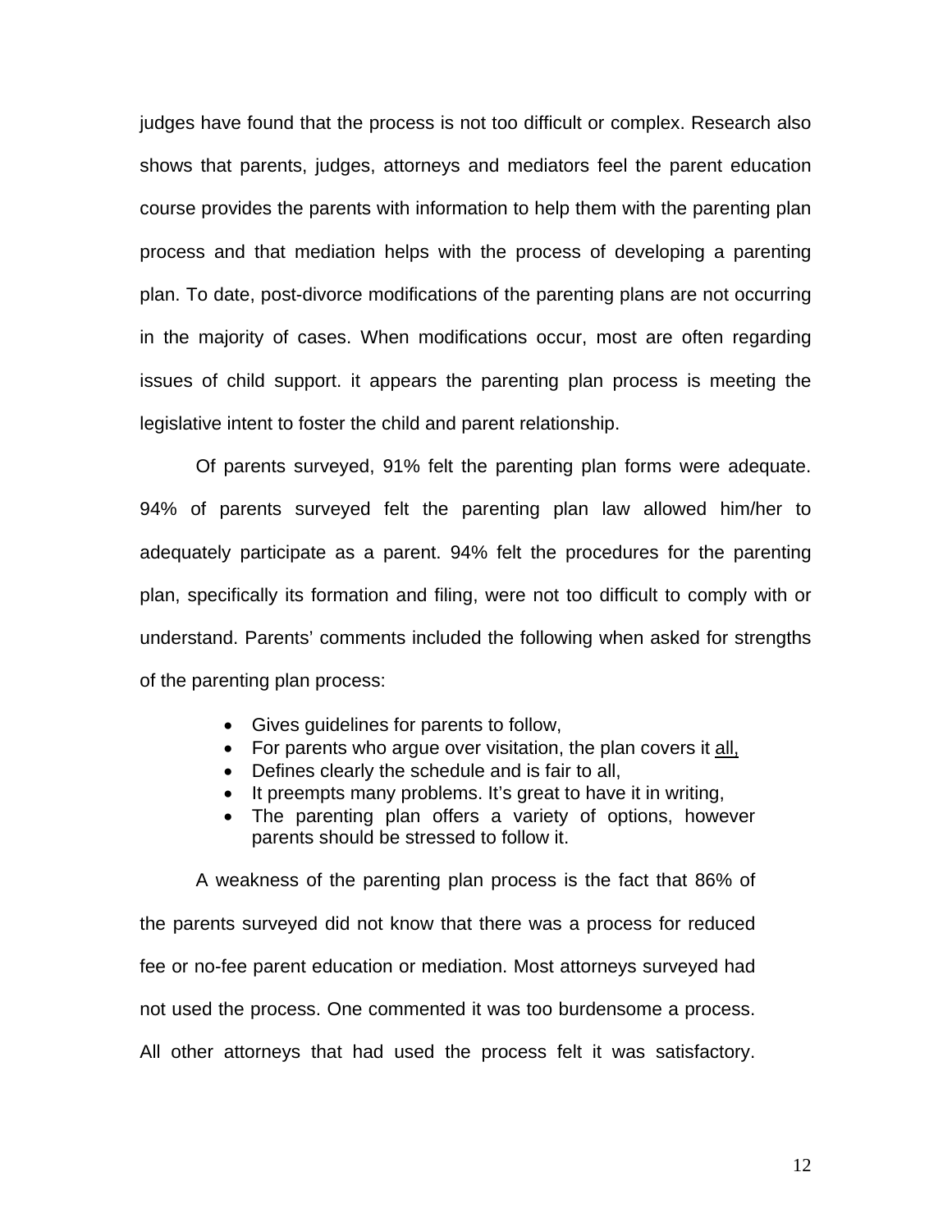judges have found that the process is not too difficult or complex. Research also shows that parents, judges, attorneys and mediators feel the parent education course provides the parents with information to help them with the parenting plan process and that mediation helps with the process of developing a parenting plan. To date, post-divorce modifications of the parenting plans are not occurring in the majority of cases. When modifications occur, most are often regarding issues of child support. it appears the parenting plan process is meeting the legislative intent to foster the child and parent relationship.

Of parents surveyed, 91% felt the parenting plan forms were adequate. 94% of parents surveyed felt the parenting plan law allowed him/her to adequately participate as a parent. 94% felt the procedures for the parenting plan, specifically its formation and filing, were not too difficult to comply with or understand. Parents' comments included the following when asked for strengths of the parenting plan process:

- Gives guidelines for parents to follow,
- For parents who argue over visitation, the plan covers it <u>all,</u>
- Defines clearly the schedule and is fair to all,
- It preempts many problems. It's great to have it in writing,
- The parenting plan offers a variety of options, however parents should be stressed to follow it.

A weakness of the parenting plan process is the fact that 86% of the parents surveyed did not know that there was a process for reduced fee or no-fee parent education or mediation. Most attorneys surveyed had not used the process. One commented it was too burdensome a process. All other attorneys that had used the process felt it was satisfactory.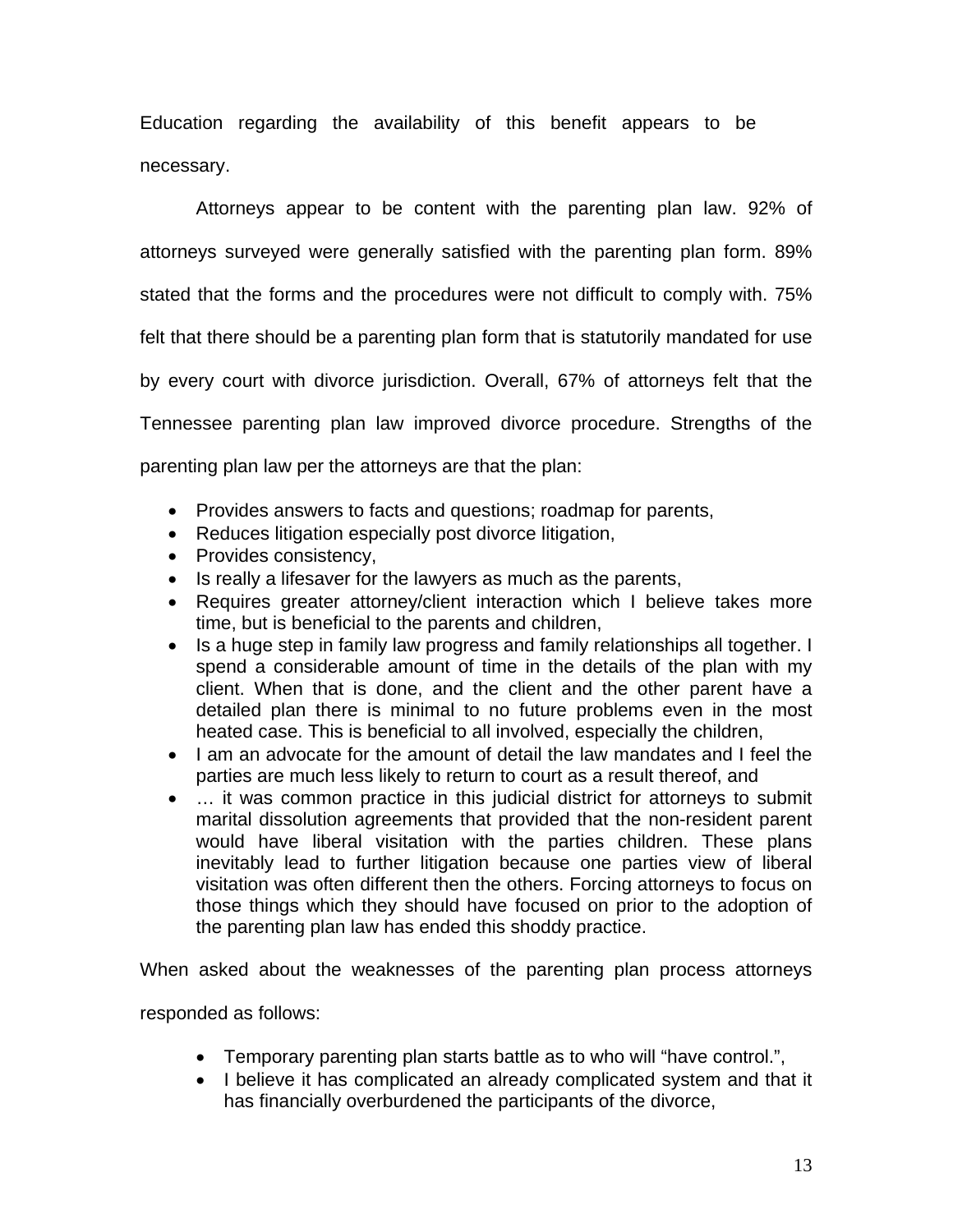Education regarding the availability of this benefit appears to be necessary.

Attorneys appear to be content with the parenting plan law. 92% of attorneys surveyed were generally satisfied with the parenting plan form. 89% stated that the forms and the procedures were not difficult to comply with. 75% felt that there should be a parenting plan form that is statutorily mandated for use by every court with divorce jurisdiction. Overall, 67% of attorneys felt that the Tennessee parenting plan law improved divorce procedure. Strengths of the parenting plan law per the attorneys are that the plan:

- Provides answers to facts and questions; roadmap for parents,
- Reduces litigation especially post divorce litigation,
- Provides consistency,
- Is really a lifesaver for the lawyers as much as the parents,
- Requires greater attorney/client interaction which I believe takes more time, but is beneficial to the parents and children,
- Is a huge step in family law progress and family relationships all together. I spend a considerable amount of time in the details of the plan with my client. When that is done, and the client and the other parent have a detailed plan there is minimal to no future problems even in the most heated case. This is beneficial to all involved, especially the children,
- I am an advocate for the amount of detail the law mandates and I feel the parties are much less likely to return to court as a result thereof, and
- … it was common practice in this judicial district for attorneys to submit marital dissolution agreements that provided that the non-resident parent would have liberal visitation with the parties children. These plans inevitably lead to further litigation because one parties view of liberal visitation was often different then the others. Forcing attorneys to focus on those things which they should have focused on prior to the adoption of the parenting plan law has ended this shoddy practice.

When asked about the weaknesses of the parenting plan process attorneys responded as follows:

- Temporary parenting plan starts battle as to who will "have control.",
- I believe it has complicated an already complicated system and that it has financially overburdened the participants of the divorce,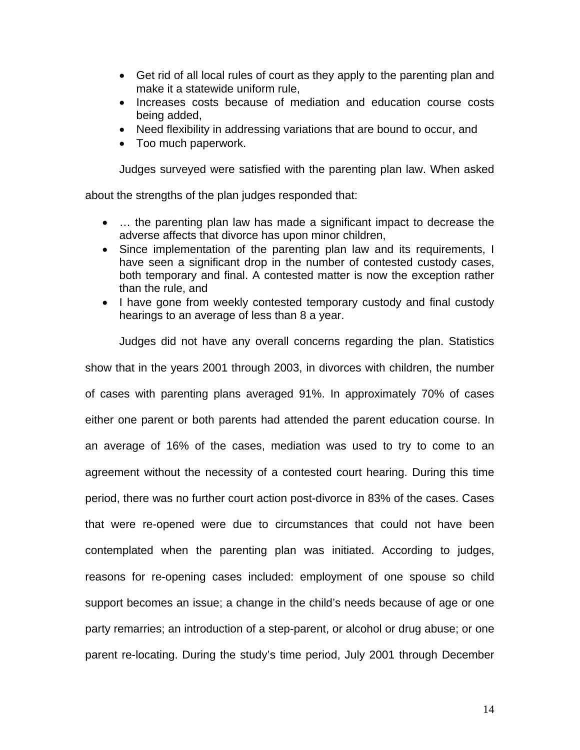- Get rid of all local rules of court as they apply to the parenting plan and make it a statewide uniform rule,
- Increases costs because of mediation and education course costs being added,
- Need flexibility in addressing variations that are bound to occur, and
- Too much paperwork.

Judges surveyed were satisfied with the parenting plan law. When asked about the strengths of the plan judges responded that:

- … the parenting plan law has made a significant impact to decrease the adverse affects that divorce has upon minor children,
- Since implementation of the parenting plan law and its requirements, I have seen a significant drop in the number of contested custody cases, both temporary and final. A contested matter is now the exception rather than the rule, and
- I have gone from weekly contested temporary custody and final custody hearings to an average of less than 8 a year.

Judges did not have any overall concerns regarding the plan. Statistics show that in the years 2001 through 2003, in divorces with children, the number of cases with parenting plans averaged 91%. In approximately 70% of cases either one parent or both parents had attended the parent education course. In an average of 16% of the cases, mediation was used to try to come to an agreement without the necessity of a contested court hearing. During this time period, there was no further court action post-divorce in 83% of the cases. Cases that were re-opened were due to circumstances that could not have been contemplated when the parenting plan was initiated. According to judges, reasons for re-opening cases included: employment of one spouse so child support becomes an issue; a change in the child's needs because of age or one party remarries; an introduction of a step-parent, or alcohol or drug abuse; or one parent re-locating. During the study's time period, July 2001 through December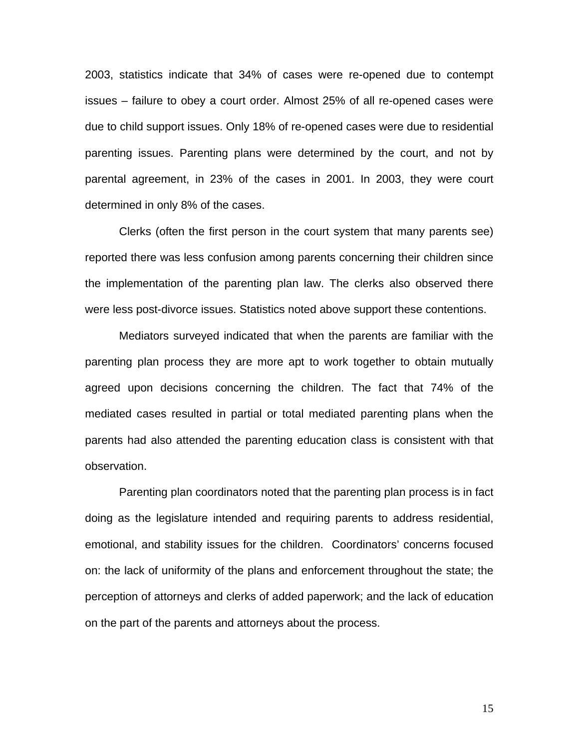2003, statistics indicate that 34% of cases were re-opened due to contempt issues – failure to obey a court order. Almost 25% of all re-opened cases were due to child support issues. Only 18% of re-opened cases were due to residential parenting issues. Parenting plans were determined by the court, and not by parental agreement, in 23% of the cases in 2001. In 2003, they were court determined in only 8% of the cases.

Clerks (often the first person in the court system that many parents see) reported there was less confusion among parents concerning their children since the implementation of the parenting plan law. The clerks also observed there were less post-divorce issues. Statistics noted above support these contentions.

Mediators surveyed indicated that when the parents are familiar with the parenting plan process they are more apt to work together to obtain mutually agreed upon decisions concerning the children. The fact that 74% of the mediated cases resulted in partial or total mediated parenting plans when the parents had also attended the parenting education class is consistent with that observation.

Parenting plan coordinators noted that the parenting plan process is in fact doing as the legislature intended and requiring parents to address residential, emotional, and stability issues for the children. Coordinators' concerns focused on: the lack of uniformity of the plans and enforcement throughout the state; the perception of attorneys and clerks of added paperwork; and the lack of education on the part of the parents and attorneys about the process.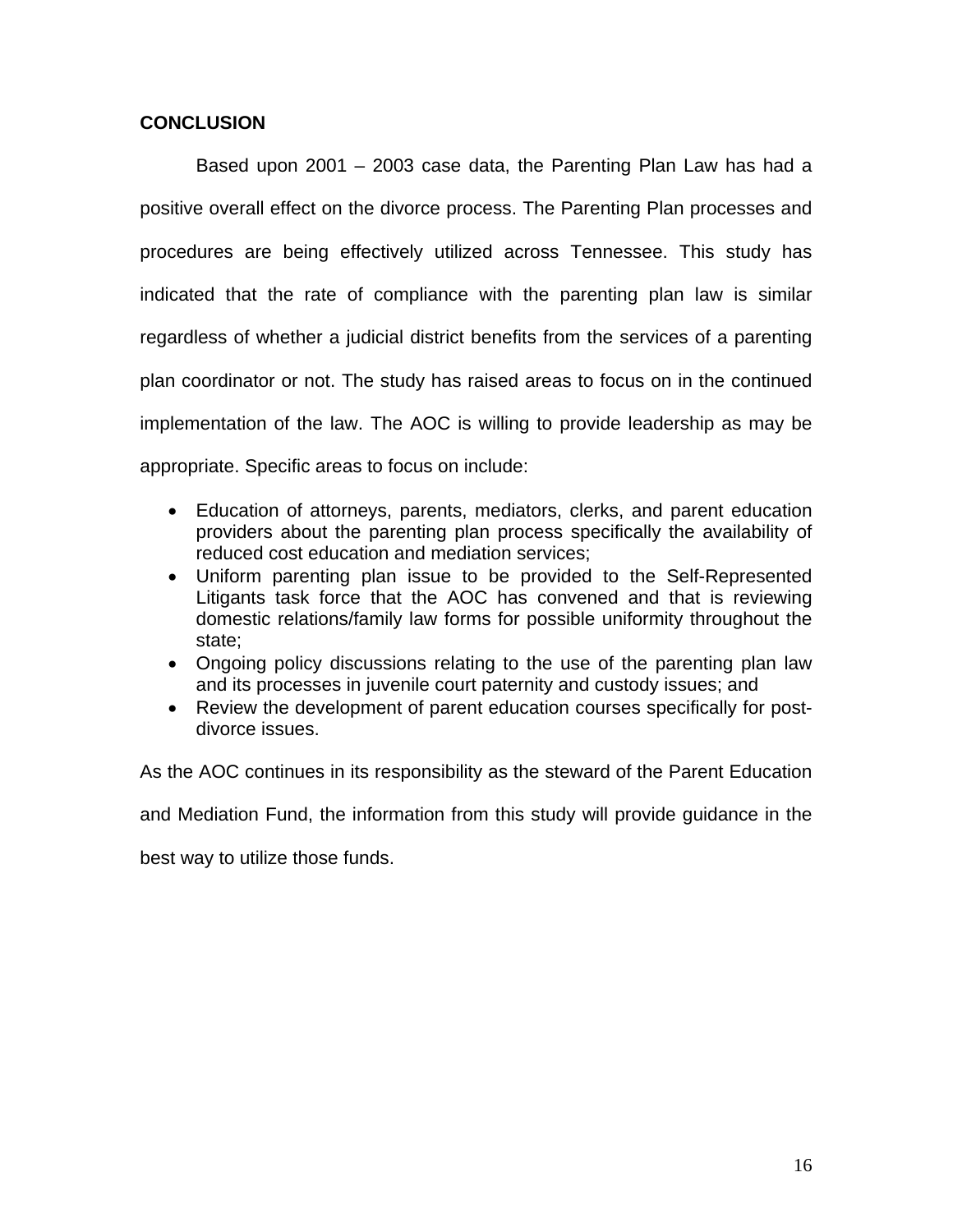## CONCLUSION

Based upon 2001 – 2003 case data, the Parenting Plan Law has had a positive overall effect on the divorce process. The Parenting Plan processes and procedures are being effectively utilized across Tennessee. This study has indicated that the rate of compliance with the parenting plan law is similar regardless of whether a judicial district benefits from the services of a parenting plan coordinator or not. The study has raised areas to focus on in the continued implementation of the law. The AOC is willing to provide leadership as may be appropriate. Specific areas to focus on include:

- Education of attorneys, parents, mediators, clerks, and parent education providers about the parenting plan process specifically the availability of reduced cost education and mediation services;
- Uniform parenting plan issue to be provided to the Self-Represented Litigants task force that the AOC has convened and that is reviewing domestic relations/family law forms for possible uniformity throughout the state;
- Ongoing policy discussions relating to the use of the parenting plan law and its processes in juvenile court paternity and custody issues; and
- Review the development of parent education courses specifically for post-divorce issues.

As the AOC continues in its responsibility as the steward of the Parent Education and Mediation Fund, the information from this study will provide guidance in the best way to utilize those funds.